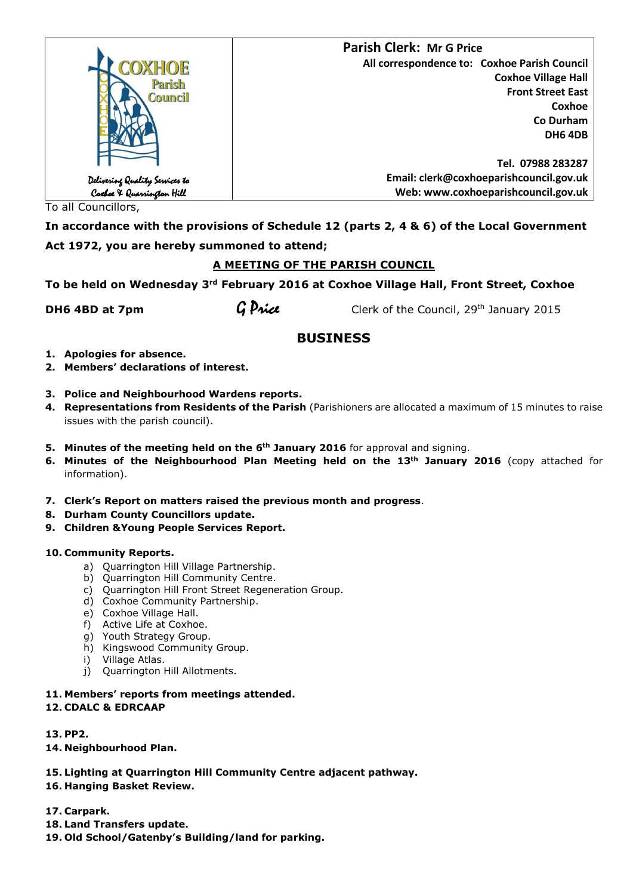COXHOE Parish Council

Delivering Quality Services to Coxhoe & Quarrington Hill

**Parish Clerk: Mr G Price**

**All correspondence to: Coxhoe Parish Council**
**Coxhoe Village Hall**
**Front Street East**
**Coxhoe**
**Co Durham**
**DH6 4DB**

**Tel. 07988 283287**
**Email: clerk@coxhoeparishcouncil.gov.uk**
**Web: www.coxhoeparishcouncil.gov.uk**

To all Councillors,

**In accordance with the provisions of Schedule 12 (parts 2, 4 & 6) of the Local Government Act 1972, you are hereby summoned to attend;**

**A MEETING OF THE PARISH COUNCIL**

**To be held on Wednesday 3rd February 2016 at Coxhoe Village Hall, Front Street, Coxhoe DH6 4BD at 7pm**

*G Price* Clerk of the Council, 29th January 2015

## BUSINESS

1. **Apologies for absence.**
2. **Members' declarations of interest.**
3. **Police and Neighbourhood Wardens reports.**
4. **Representations from Residents of the Parish** (Parishioners are allocated a maximum of 15 minutes to raise issues with the parish council).
5. **Minutes of the meeting held on the 6th January 2016** for approval and signing.
6. **Minutes of the Neighbourhood Plan Meeting held on the 13th January 2016** (copy attached for information).
7. **Clerk's Report on matters raised the previous month and progress**.
8. **Durham County Councillors update.**
9. **Children &Young People Services Report.**
10. **Community Reports.**
    a) Quarrington Hill Village Partnership.
    b) Quarrington Hill Community Centre.
    c) Quarrington Hill Front Street Regeneration Group.
    d) Coxhoe Community Partnership.
    e) Coxhoe Village Hall.
    f) Active Life at Coxhoe.
    g) Youth Strategy Group.
    h) Kingswood Community Group.
    i) Village Atlas.
    j) Quarrington Hill Allotments.
11. **Members' reports from meetings attended.**
12. **CDALC & EDRCAAP**
13. **PP2.**
14. **Neighbourhood Plan.**
15. **Lighting at Quarrington Hill Community Centre adjacent pathway.**
16. **Hanging Basket Review.**
17. **Carpark.**
18. **Land Transfers update.**
19. **Old School/Gatenby's Building/land for parking.**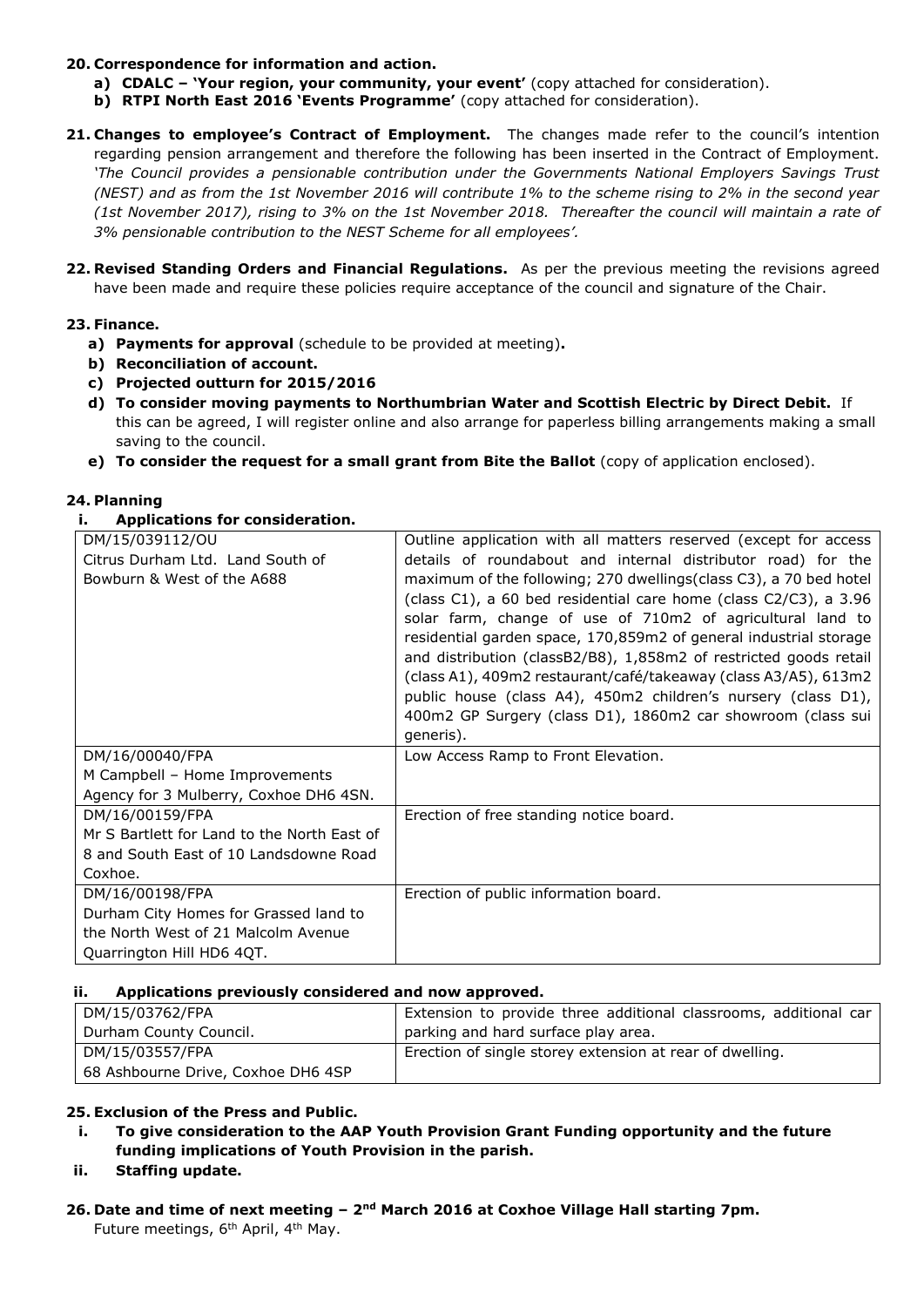**20. Correspondence for information and action.**

- **a) CDALC – 'Your region, your community, your event'** (copy attached for consideration).
- **b) RTPI North East 2016 'Events Programme'** (copy attached for consideration).

**21. Changes to employee's Contract of Employment.** The changes made refer to the council's intention regarding pension arrangement and therefore the following has been inserted in the Contract of Employment. *'The Council provides a pensionable contribution under the Governments National Employers Savings Trust (NEST) and as from the 1st November 2016 will contribute 1% to the scheme rising to 2% in the second year (1st November 2017), rising to 3% on the 1st November 2018. Thereafter the council will maintain a rate of 3% pensionable contribution to the NEST Scheme for all employees'.*

**22. Revised Standing Orders and Financial Regulations.** As per the previous meeting the revisions agreed have been made and require these policies require acceptance of the council and signature of the Chair.

**23. Finance.**

- **a) Payments for approval** (schedule to be provided at meeting)**.**
- **b) Reconciliation of account.**
- **c) Projected outturn for 2015/2016**
- **d) To consider moving payments to Northumbrian Water and Scottish Electric by Direct Debit.** If this can be agreed, I will register online and also arrange for paperless billing arrangements making a small saving to the council.
- **e) To consider the request for a small grant from Bite the Ballot** (copy of application enclosed).

**24. Planning**

**i. Applications for consideration.**

| | |
|---|---|
| DM/15/039112/OU<br>Citrus Durham Ltd. Land South of Bowburn & West of the A688 | Outline application with all matters reserved (except for access details of roundabout and internal distributor road) for the maximum of the following; 270 dwellings(class C3), a 70 bed hotel (class C1), a 60 bed residential care home (class C2/C3), a 3.96 solar farm, change of use of 710m2 of agricultural land to residential garden space, 170,859m2 of general industrial storage and distribution (classB2/B8), 1,858m2 of restricted goods retail (class A1), 409m2 restaurant/café/takeaway (class A3/A5), 613m2 public house (class A4), 450m2 children's nursery (class D1), 400m2 GP Surgery (class D1), 1860m2 car showroom (class sui generis). |
| DM/16/00040/FPA<br>M Campbell – Home Improvements Agency for 3 Mulberry, Coxhoe DH6 4SN. | Low Access Ramp to Front Elevation. |
| DM/16/00159/FPA<br>Mr S Bartlett for Land to the North East of 8 and South East of 10 Landsdowne Road Coxhoe. | Erection of free standing notice board. |
| DM/16/00198/FPA<br>Durham City Homes for Grassed land to the North West of 21 Malcolm Avenue Quarrington Hill HD6 4QT. | Erection of public information board. |

**ii. Applications previously considered and now approved.**

| | |
|---|---|
| DM/15/03762/FPA<br>Durham County Council. | Extension to provide three additional classrooms, additional car parking and hard surface play area. |
| DM/15/03557/FPA<br>68 Ashbourne Drive, Coxhoe DH6 4SP | Erection of single storey extension at rear of dwelling. |

**25. Exclusion of the Press and Public.**

- **i. To give consideration to the AAP Youth Provision Grant Funding opportunity and the future funding implications of Youth Provision in the parish.**
- **ii. Staffing update.**

**26. Date and time of next meeting – 2nd March 2016 at Coxhoe Village Hall starting 7pm.**

Future meetings, 6th April, 4th May.